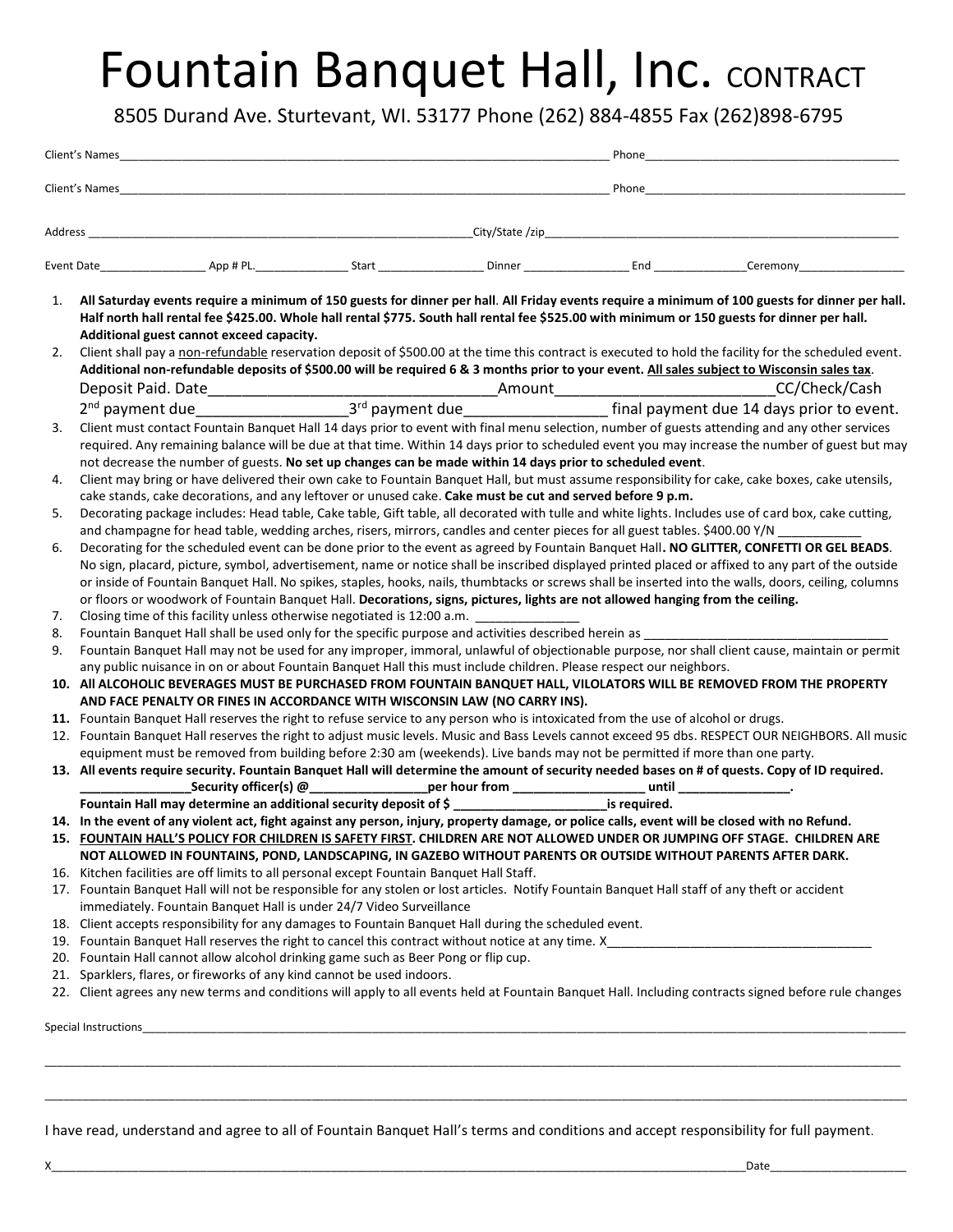# Fountain Banquet Hall, Inc. CONTRACT

8505 Durand Ave. Sturtevant, WI. 53177 Phone (262) 884-4855 Fax (262)898-6795

Client's Names_______________________________________________ Phone_______________________

Client's Names_______________________________________________ Phone_______________________

Address _______________________________________ City/State /zip_______________________________

Event Date_____________ App # PL._____________ Start _____________ Dinner _____________ End _____________ Ceremony_____________

1. **All Saturday events require a minimum of 150 guests for dinner per hall**. **All Friday events require a minimum of 100 guests for dinner per hall. Half north hall rental fee $425.00. Whole hall rental $775. South hall rental fee $525.00 with minimum or 150 guests for dinner per hall. Additional guest cannot exceed capacity.**
2. Client shall pay a non-refundable reservation deposit of $500.00 at the time this contract is executed to hold the facility for the scheduled event. **Additional non-refundable deposits of $500.00 will be required 6 & 3 months prior to your event. All sales subject to Wisconsin sales tax**.
   Deposit Paid. Date_______________________ Amount_______________________ CC/Check/Cash
   2nd payment due_______________ 3rd payment due_______________ final payment due 14 days prior to event.
3. Client must contact Fountain Banquet Hall 14 days prior to event with final menu selection, number of guests attending and any other services required. Any remaining balance will be due at that time. Within 14 days prior to scheduled event you may increase the number of guest but may not decrease the number of guests. **No set up changes can be made within 14 days prior to scheduled event**.
4. Client may bring or have delivered their own cake to Fountain Banquet Hall, but must assume responsibility for cake, cake boxes, cake utensils, cake stands, cake decorations, and any leftover or unused cake. **Cake must be cut and served before 9 p.m.**
5. Decorating package includes: Head table, Cake table, Gift table, all decorated with tulle and white lights. Includes use of card box, cake cutting, and champagne for head table, wedding arches, risers, mirrors, candles and center pieces for all guest tables. $400.00 Y/N ___________
6. Decorating for the scheduled event can be done prior to the event as agreed by Fountain Banquet Hall**. NO GLITTER, CONFETTI OR GEL BEADS**. No sign, placard, picture, symbol, advertisement, name or notice shall be inscribed displayed printed placed or affixed to any part of the outside or inside of Fountain Banquet Hall. No spikes, staples, hooks, nails, thumbtacks or screws shall be inserted into the walls, doors, ceiling, columns or floors or woodwork of Fountain Banquet Hall. **Decorations, signs, pictures, lights are not allowed hanging from the ceiling.**
7. Closing time of this facility unless otherwise negotiated is 12:00 a.m. _____________
8. Fountain Banquet Hall shall be used only for the specific purpose and activities described herein as ______________________________
9. Fountain Banquet Hall may not be used for any improper, immoral, unlawful of objectionable purpose, nor shall client cause, maintain or permit any public nuisance in on or about Fountain Banquet Hall this must include children. Please respect our neighbors.
10. **All ALCOHOLIC BEVERAGES MUST BE PURCHASED FROM FOUNTAIN BANQUET HALL, VILOLATORS WILL BE REMOVED FROM THE PROPERTY AND FACE PENALTY OR FINES IN ACCORDANCE WITH WISCONSIN LAW (NO CARRY INS).**
11. Fountain Banquet Hall reserves the right to refuse service to any person who is intoxicated from the use of alcohol or drugs.
12. Fountain Banquet Hall reserves the right to adjust music levels. Music and Bass Levels cannot exceed 95 dbs. RESPECT OUR NEIGHBORS. All music equipment must be removed from building before 2:30 am (weekends). Live bands may not be permitted if more than one party.
13. **All events require security. Fountain Banquet Hall will determine the amount of security needed bases on # of quests. Copy of ID required.**
    **_____________Security officer(s) @_____________per hour from _____________ until _____________.**
    **Fountain Hall may determine an additional security deposit of $ _________________is required.**
14. **In the event of any violent act, fight against any person, injury, property damage, or police calls, event will be closed with no Refund.**
15. **FOUNTAIN HALL'S POLICY FOR CHILDREN IS SAFETY FIRST. CHILDREN ARE NOT ALLOWED UNDER OR JUMPING OFF STAGE. CHILDREN ARE NOT ALLOWED IN FOUNTAINS, POND, LANDSCAPING, IN GAZEBO WITHOUT PARENTS OR OUTSIDE WITHOUT PARENTS AFTER DARK.**
16. Kitchen facilities are off limits to all personal except Fountain Banquet Hall Staff.
17. Fountain Banquet Hall will not be responsible for any stolen or lost articles. Notify Fountain Banquet Hall staff of any theft or accident immediately. Fountain Banquet Hall is under 24/7 Video Surveillance
18. Client accepts responsibility for any damages to Fountain Banquet Hall during the scheduled event.
19. Fountain Banquet Hall reserves the right to cancel this contract without notice at any time. X______________________________
20. Fountain Hall cannot allow alcohol drinking game such as Beer Pong or flip cup.
21. Sparklers, flares, or fireworks of any kind cannot be used indoors.
22. Client agrees any new terms and conditions will apply to all events held at Fountain Banquet Hall. Including contracts signed before rule changes

Special Instructions____________________________________________________________________________

_______________________________________________________________________________________________

_______________________________________________________________________________________________

I have read, understand and agree to all of Fountain Banquet Hall's terms and conditions and accept responsibility for full payment.

X_____________________________________________________________________ Date_______________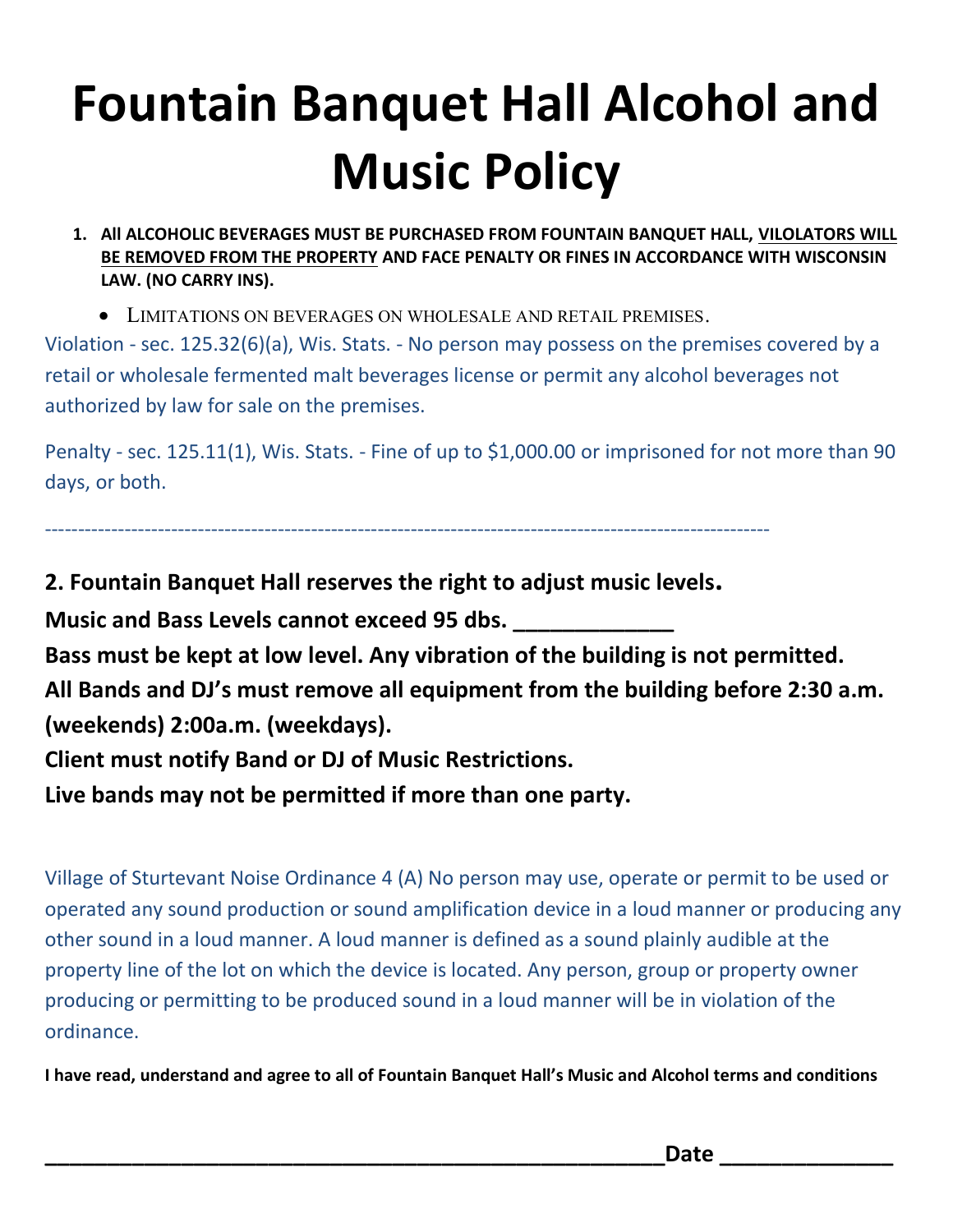# Fountain Banquet Hall Alcohol and Music Policy

1. **All ALCOHOLIC BEVERAGES MUST BE PURCHASED FROM FOUNTAIN BANQUET HALL, <u>VILOLATORS WILL BE REMOVED FROM THE PROPERTY</u> AND FACE PENALTY OR FINES IN ACCORDANCE WITH WISCONSIN LAW. (NO CARRY INS).**

   - LIMITATIONS ON BEVERAGES ON WHOLESALE AND RETAIL PREMISES.

Violation - sec. 125.32(6)(a), Wis. Stats. - No person may possess on the premises covered by a retail or wholesale fermented malt beverages license or permit any alcohol beverages not authorized by law for sale on the premises.

Penalty - sec. 125.11(1), Wis. Stats. - Fine of up to $1,000.00 or imprisoned for not more than 90 days, or both.

---

**2. Fountain Banquet Hall reserves the right to adjust music levels.**

**Music and Bass Levels cannot exceed 95 dbs. _____________**

**Bass must be kept at low level. Any vibration of the building is not permitted.**

**All Bands and DJ's must remove all equipment from the building before 2:30 a.m. (weekends) 2:00a.m. (weekdays).**

**Client must notify Band or DJ of Music Restrictions.**

**Live bands may not be permitted if more than one party.**

Village of Sturtevant Noise Ordinance 4 (A) No person may use, operate or permit to be used or operated any sound production or sound amplification device in a loud manner or producing any other sound in a loud manner. A loud manner is defined as a sound plainly audible at the property line of the lot on which the device is located. Any person, group or property owner producing or permitting to be produced sound in a loud manner will be in violation of the ordinance.

**I have read, understand and agree to all of Fountain Banquet Hall's Music and Alcohol terms and conditions**

**_____________________________________________________Date ______________**